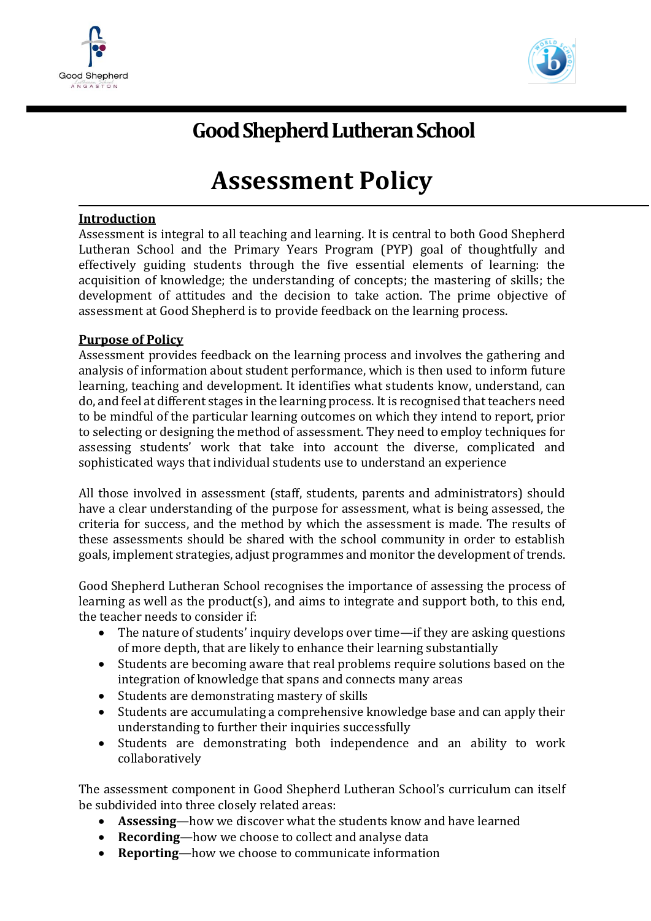# Good Shepherd Lutheran School

# Assessment Policy

## Introduction

Assessment is integral to all teaching and learning. It is central to both Good Shepherd Lutheran School and the Primary Years Program (PYP) goal of thoughtfully and effectively guiding students through the five essential elements of learning: the acquisition of knowledge; the understanding of concepts; the mastering of skills; the development of attitudes and the decision to take action. The prime objective of assessment at Good Shepherd is to provide feedback on the learning process.

## Purpose of Policy

Assessment provides feedback on the learning process and involves the gathering and analysis of information about student performance, which is then used to inform future learning, teaching and development. It identifies what students know, understand, can do, and feel at different stages in the learning process. It is recognised that teachers need to be mindful of the particular learning outcomes on which they intend to report, prior to selecting or designing the method of assessment. They need to employ techniques for assessing students' work that take into account the diverse, complicated and sophisticated ways that individual students use to understand an experience

All those involved in assessment (staff, students, parents and administrators) should have a clear understanding of the purpose for assessment, what is being assessed, the criteria for success, and the method by which the assessment is made. The results of these assessments should be shared with the school community in order to establish goals, implement strategies, adjust programmes and monitor the development of trends.

Good Shepherd Lutheran School recognises the importance of assessing the process of learning as well as the product(s), and aims to integrate and support both, to this end, the teacher needs to consider if:

- The nature of students' inquiry develops over time—if they are asking questions of more depth, that are likely to enhance their learning substantially
- Students are becoming aware that real problems require solutions based on the integration of knowledge that spans and connects many areas
- Students are demonstrating mastery of skills
- Students are accumulating a comprehensive knowledge base and can apply their understanding to further their inquiries successfully
- Students are demonstrating both independence and an ability to work collaboratively

The assessment component in Good Shepherd Lutheran School's curriculum can itself be subdivided into three closely related areas:

- **Assessing**—how we discover what the students know and have learned
- **Recording**—how we choose to collect and analyse data
- **Reporting**—how we choose to communicate information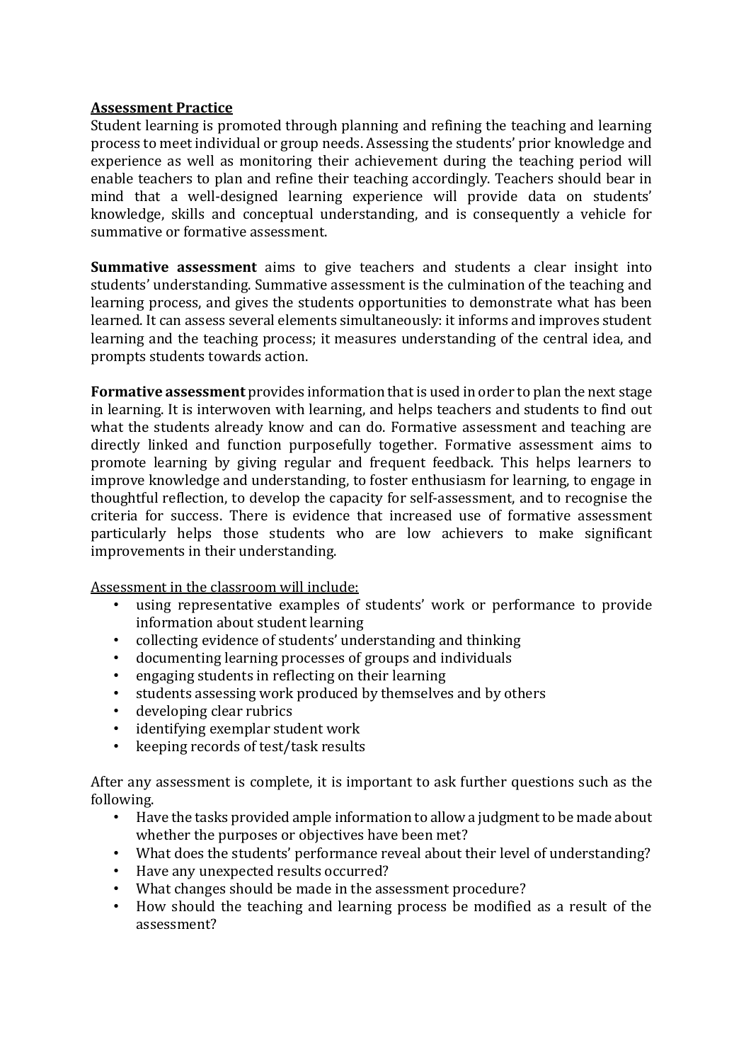## Assessment Practice

Student learning is promoted through planning and refining the teaching and learning process to meet individual or group needs. Assessing the students' prior knowledge and experience as well as monitoring their achievement during the teaching period will enable teachers to plan and refine their teaching accordingly. Teachers should bear in mind that a well-designed learning experience will provide data on students' knowledge, skills and conceptual understanding, and is consequently a vehicle for summative or formative assessment.

**Summative assessment** aims to give teachers and students a clear insight into students' understanding. Summative assessment is the culmination of the teaching and learning process, and gives the students opportunities to demonstrate what has been learned. It can assess several elements simultaneously: it informs and improves student learning and the teaching process; it measures understanding of the central idea, and prompts students towards action.

**Formative assessment** provides information that is used in order to plan the next stage in learning. It is interwoven with learning, and helps teachers and students to find out what the students already know and can do. Formative assessment and teaching are directly linked and function purposefully together. Formative assessment aims to promote learning by giving regular and frequent feedback. This helps learners to improve knowledge and understanding, to foster enthusiasm for learning, to engage in thoughtful reflection, to develop the capacity for self-assessment, and to recognise the criteria for success. There is evidence that increased use of formative assessment particularly helps those students who are low achievers to make significant improvements in their understanding.

Assessment in the classroom will include:

- using representative examples of students' work or performance to provide information about student learning
- collecting evidence of students' understanding and thinking
- documenting learning processes of groups and individuals
- engaging students in reflecting on their learning
- students assessing work produced by themselves and by others
- developing clear rubrics
- identifying exemplar student work
- keeping records of test/task results

After any assessment is complete, it is important to ask further questions such as the following.

- Have the tasks provided ample information to allow a judgment to be made about whether the purposes or objectives have been met?
- What does the students' performance reveal about their level of understanding?
- Have any unexpected results occurred?
- What changes should be made in the assessment procedure?
- How should the teaching and learning process be modified as a result of the assessment?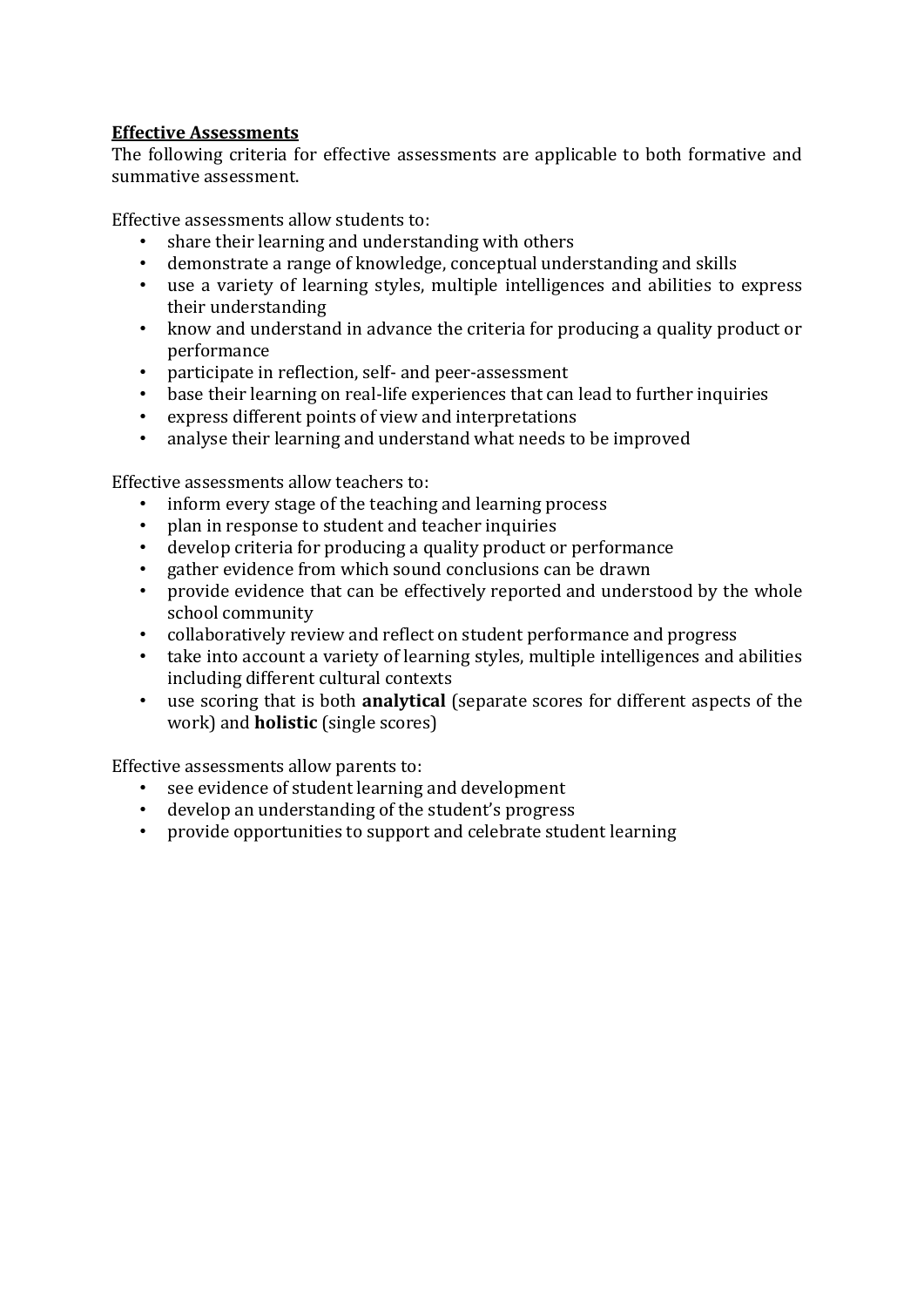## Effective Assessments

The following criteria for effective assessments are applicable to both formative and summative assessment.

Effective assessments allow students to:

- share their learning and understanding with others
- demonstrate a range of knowledge, conceptual understanding and skills
- use a variety of learning styles, multiple intelligences and abilities to express their understanding
- know and understand in advance the criteria for producing a quality product or performance
- participate in reflection, self- and peer-assessment
- base their learning on real-life experiences that can lead to further inquiries
- express different points of view and interpretations
- analyse their learning and understand what needs to be improved

Effective assessments allow teachers to:

- inform every stage of the teaching and learning process
- plan in response to student and teacher inquiries
- develop criteria for producing a quality product or performance
- gather evidence from which sound conclusions can be drawn
- provide evidence that can be effectively reported and understood by the whole school community
- collaboratively review and reflect on student performance and progress
- take into account a variety of learning styles, multiple intelligences and abilities including different cultural contexts
- use scoring that is both **analytical** (separate scores for different aspects of the work) and **holistic** (single scores)

Effective assessments allow parents to:

- see evidence of student learning and development
- develop an understanding of the student's progress
- provide opportunities to support and celebrate student learning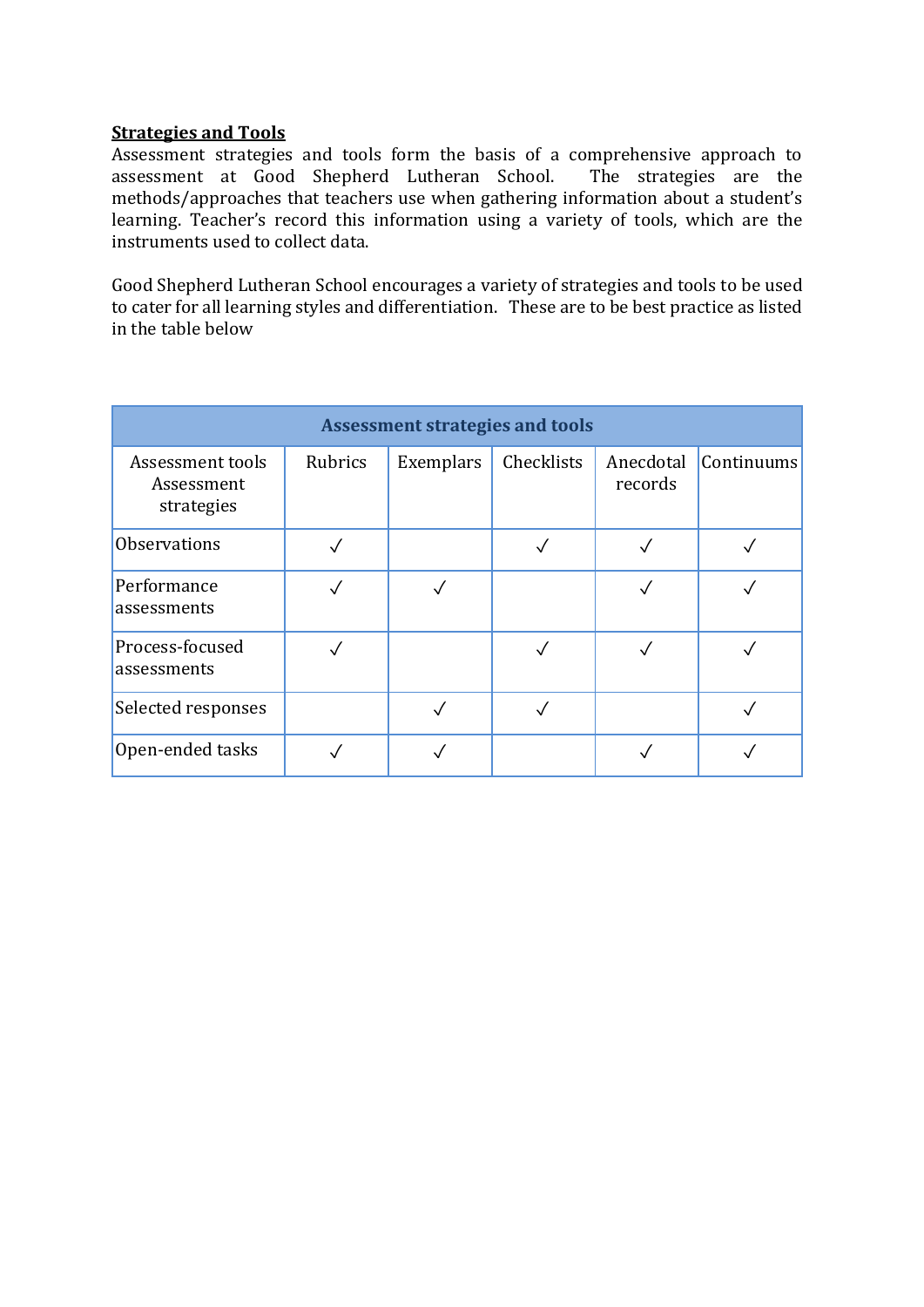**Strategies and Tools**

Assessment strategies and tools form the basis of a comprehensive approach to assessment at Good Shepherd Lutheran School. The strategies are the methods/approaches that teachers use when gathering information about a student's learning. Teacher's record this information using a variety of tools, which are the instruments used to collect data.

Good Shepherd Lutheran School encourages a variety of strategies and tools to be used to cater for all learning styles and differentiation. These are to be best practice as listed in the table below

| Assessment strategies and tools | | | | | |
|---|---|---|---|---|---|
| Assessment tools Assessment strategies | Rubrics | Exemplars | Checklists | Anecdotal records | Continuums |
| Observations | ✓ | | ✓ | ✓ | ✓ |
| Performance assessments | ✓ | ✓ | | ✓ | ✓ |
| Process-focused assessments | ✓ | | ✓ | ✓ | ✓ |
| Selected responses | | ✓ | ✓ | | ✓ |
| Open-ended tasks | ✓ | ✓ | | ✓ | ✓ |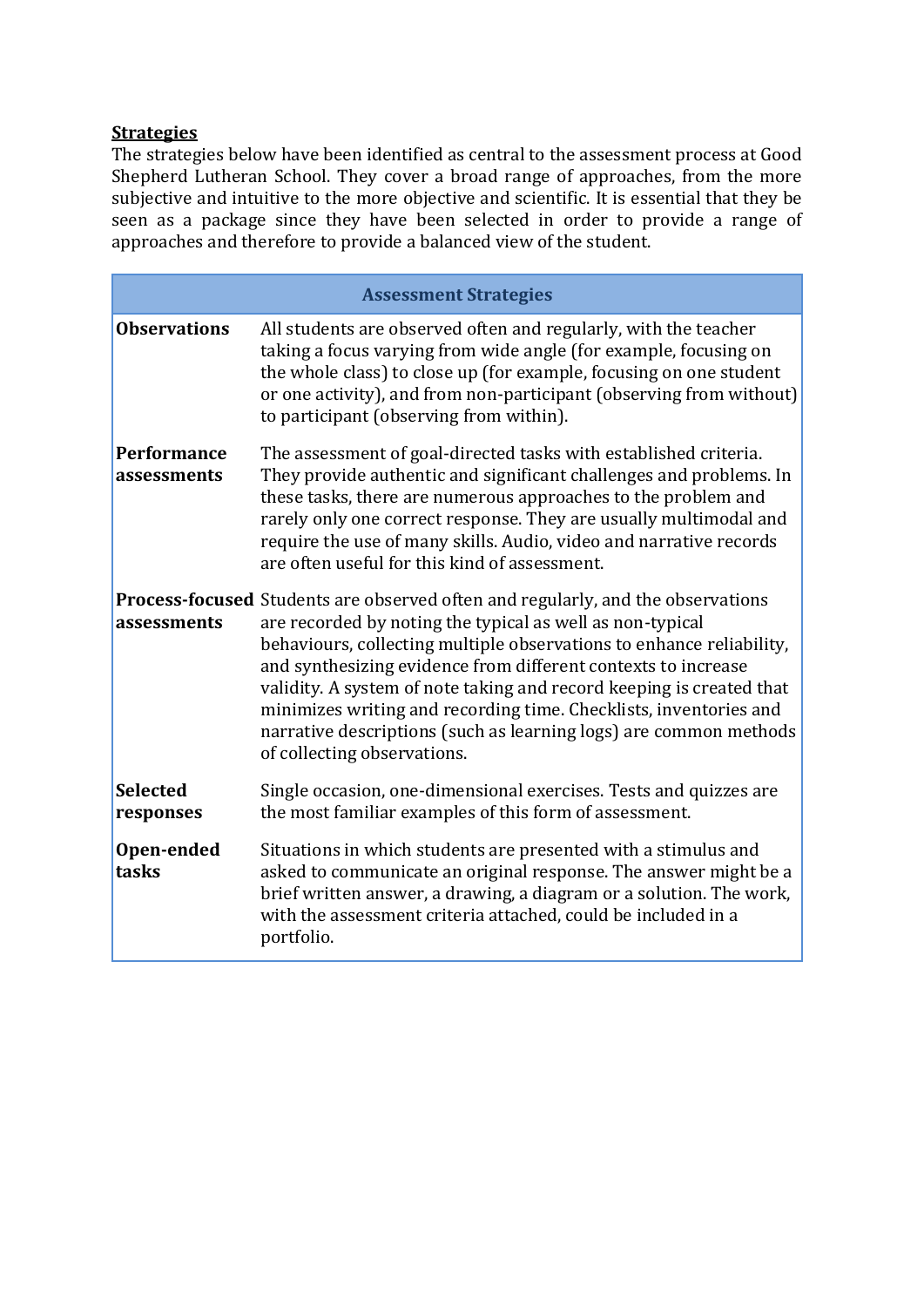**Strategies**

The strategies below have been identified as central to the assessment process at Good Shepherd Lutheran School. They cover a broad range of approaches, from the more subjective and intuitive to the more objective and scientific. It is essential that they be seen as a package since they have been selected in order to provide a range of approaches and therefore to provide a balanced view of the student.

| Assessment Strategies | |
|---|---|
| **Observations** | All students are observed often and regularly, with the teacher taking a focus varying from wide angle (for example, focusing on the whole class) to close up (for example, focusing on one student or one activity), and from non-participant (observing from without) to participant (observing from within). |
| **Performance assessments** | The assessment of goal-directed tasks with established criteria. They provide authentic and significant challenges and problems. In these tasks, there are numerous approaches to the problem and rarely only one correct response. They are usually multimodal and require the use of many skills. Audio, video and narrative records are often useful for this kind of assessment. |
| **Process-focused assessments** | Students are observed often and regularly, and the observations are recorded by noting the typical as well as non-typical behaviours, collecting multiple observations to enhance reliability, and synthesizing evidence from different contexts to increase validity. A system of note taking and record keeping is created that minimizes writing and recording time. Checklists, inventories and narrative descriptions (such as learning logs) are common methods of collecting observations. |
| **Selected responses** | Single occasion, one-dimensional exercises. Tests and quizzes are the most familiar examples of this form of assessment. |
| **Open-ended tasks** | Situations in which students are presented with a stimulus and asked to communicate an original response. The answer might be a brief written answer, a drawing, a diagram or a solution. The work, with the assessment criteria attached, could be included in a portfolio. |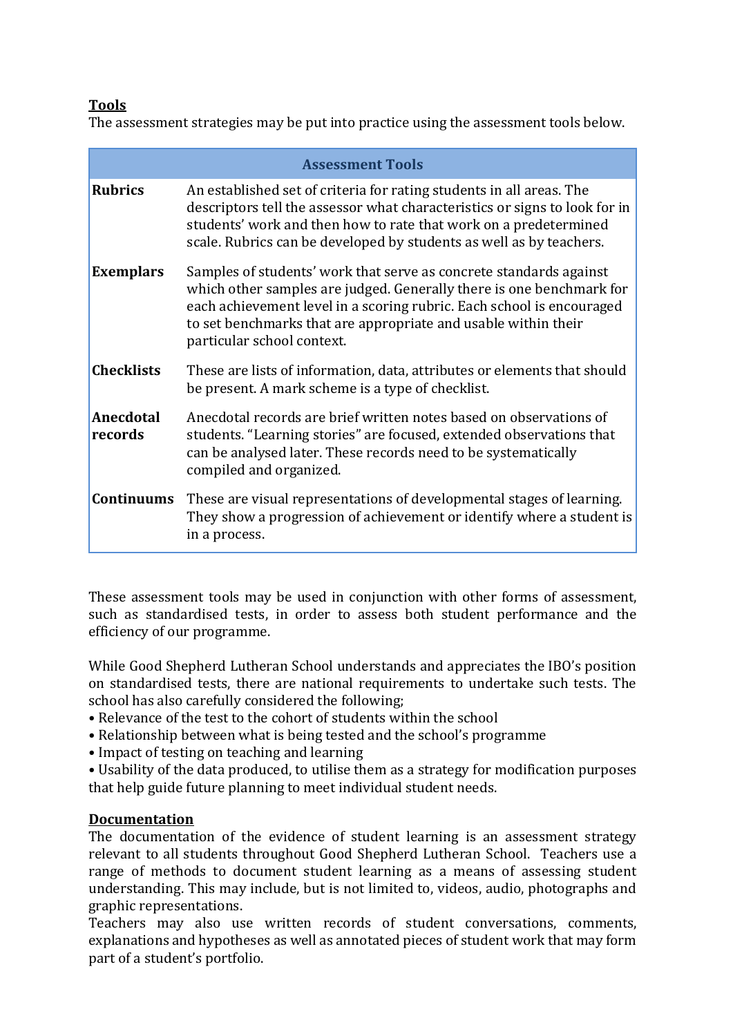**Tools**

The assessment strategies may be put into practice using the assessment tools below.

| Assessment Tools | |
|---|---|
| **Rubrics** | An established set of criteria for rating students in all areas. The descriptors tell the assessor what characteristics or signs to look for in students' work and then how to rate that work on a predetermined scale. Rubrics can be developed by students as well as by teachers. |
| **Exemplars** | Samples of students' work that serve as concrete standards against which other samples are judged. Generally there is one benchmark for each achievement level in a scoring rubric. Each school is encouraged to set benchmarks that are appropriate and usable within their particular school context. |
| **Checklists** | These are lists of information, data, attributes or elements that should be present. A mark scheme is a type of checklist. |
| **Anecdotal records** | Anecdotal records are brief written notes based on observations of students. "Learning stories" are focused, extended observations that can be analysed later. These records need to be systematically compiled and organized. |
| **Continuums** | These are visual representations of developmental stages of learning. They show a progression of achievement or identify where a student is in a process. |

These assessment tools may be used in conjunction with other forms of assessment, such as standardised tests, in order to assess both student performance and the efficiency of our programme.

While Good Shepherd Lutheran School understands and appreciates the IBO's position on standardised tests, there are national requirements to undertake such tests. The school has also carefully considered the following;

- Relevance of the test to the cohort of students within the school
- Relationship between what is being tested and the school's programme
- Impact of testing on teaching and learning
- Usability of the data produced, to utilise them as a strategy for modification purposes that help guide future planning to meet individual student needs.

**Documentation**

The documentation of the evidence of student learning is an assessment strategy relevant to all students throughout Good Shepherd Lutheran School. Teachers use a range of methods to document student learning as a means of assessing student understanding. This may include, but is not limited to, videos, audio, photographs and graphic representations.

Teachers may also use written records of student conversations, comments, explanations and hypotheses as well as annotated pieces of student work that may form part of a student's portfolio.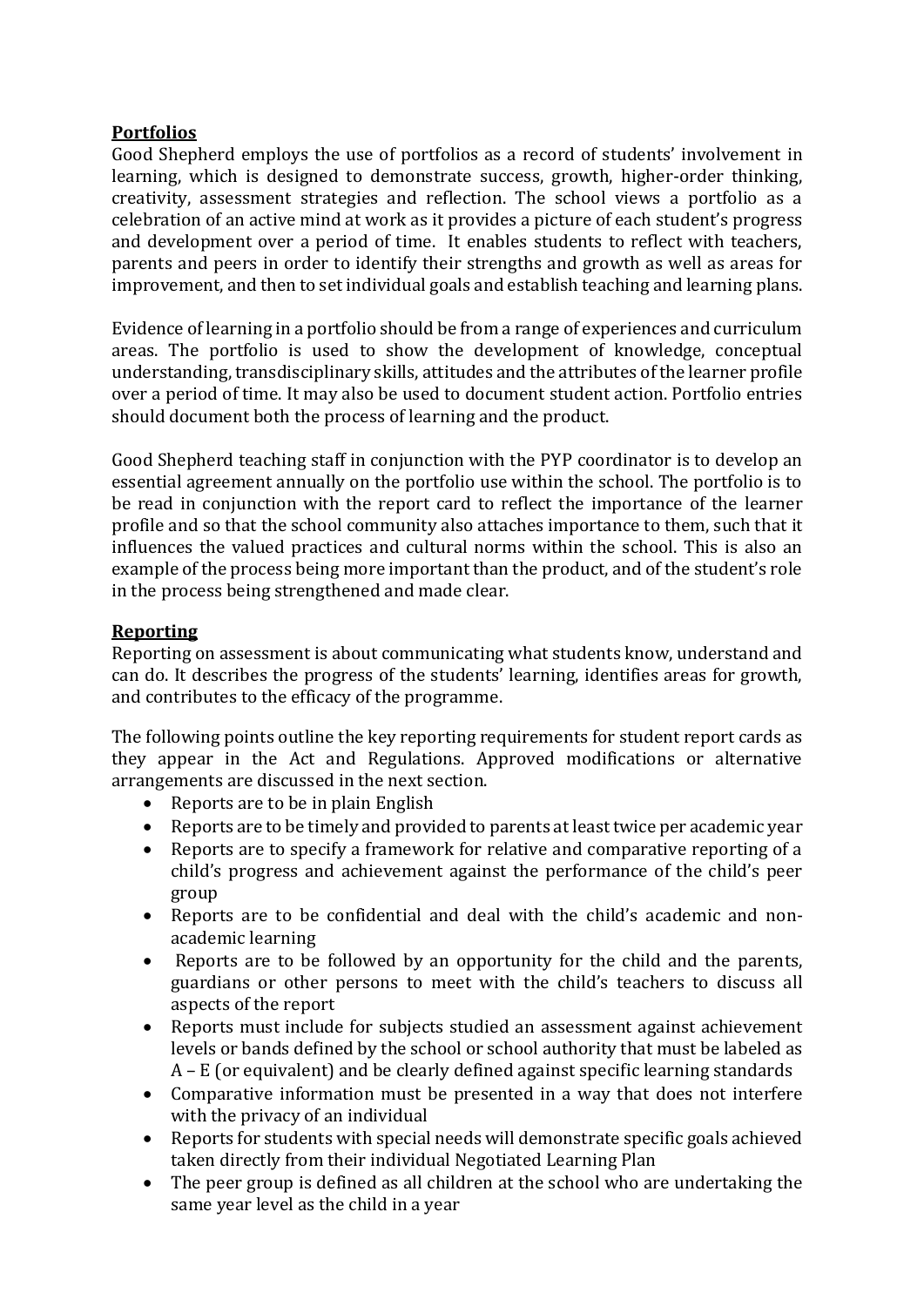**Portfolios**

Good Shepherd employs the use of portfolios as a record of students' involvement in learning, which is designed to demonstrate success, growth, higher-order thinking, creativity, assessment strategies and reflection. The school views a portfolio as a celebration of an active mind at work as it provides a picture of each student's progress and development over a period of time. It enables students to reflect with teachers, parents and peers in order to identify their strengths and growth as well as areas for improvement, and then to set individual goals and establish teaching and learning plans.

Evidence of learning in a portfolio should be from a range of experiences and curriculum areas. The portfolio is used to show the development of knowledge, conceptual understanding, transdisciplinary skills, attitudes and the attributes of the learner profile over a period of time. It may also be used to document student action. Portfolio entries should document both the process of learning and the product.

Good Shepherd teaching staff in conjunction with the PYP coordinator is to develop an essential agreement annually on the portfolio use within the school. The portfolio is to be read in conjunction with the report card to reflect the importance of the learner profile and so that the school community also attaches importance to them, such that it influences the valued practices and cultural norms within the school. This is also an example of the process being more important than the product, and of the student's role in the process being strengthened and made clear.

**Reporting**

Reporting on assessment is about communicating what students know, understand and can do. It describes the progress of the students' learning, identifies areas for growth, and contributes to the efficacy of the programme.

The following points outline the key reporting requirements for student report cards as they appear in the Act and Regulations. Approved modifications or alternative arrangements are discussed in the next section.

- Reports are to be in plain English
- Reports are to be timely and provided to parents at least twice per academic year
- Reports are to specify a framework for relative and comparative reporting of a child's progress and achievement against the performance of the child's peer group
- Reports are to be confidential and deal with the child's academic and non-academic learning
- Reports are to be followed by an opportunity for the child and the parents, guardians or other persons to meet with the child's teachers to discuss all aspects of the report
- Reports must include for subjects studied an assessment against achievement levels or bands defined by the school or school authority that must be labeled as A – E (or equivalent) and be clearly defined against specific learning standards
- Comparative information must be presented in a way that does not interfere with the privacy of an individual
- Reports for students with special needs will demonstrate specific goals achieved taken directly from their individual Negotiated Learning Plan
- The peer group is defined as all children at the school who are undertaking the same year level as the child in a year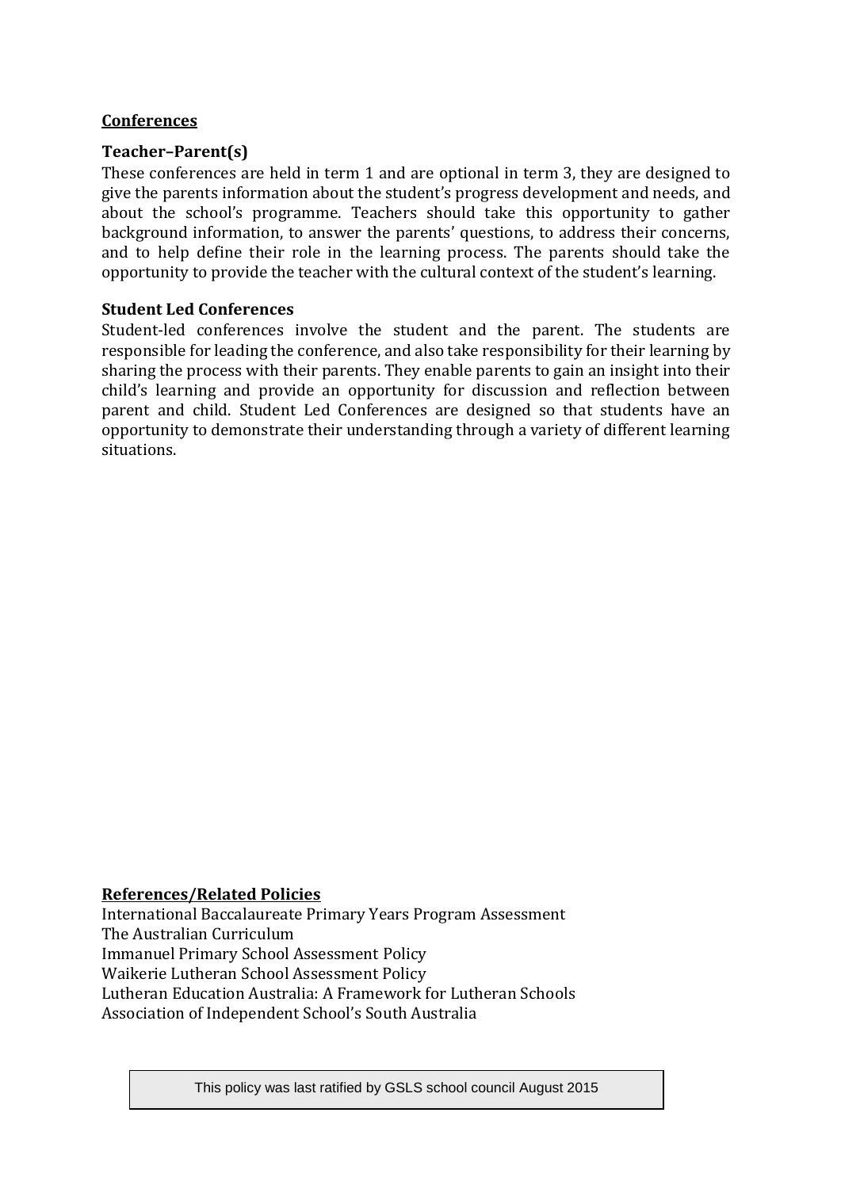## Conferences

### Teacher–Parent(s)

These conferences are held in term 1 and are optional in term 3, they are designed to give the parents information about the student's progress development and needs, and about the school's programme. Teachers should take this opportunity to gather background information, to answer the parents' questions, to address their concerns, and to help define their role in the learning process. The parents should take the opportunity to provide the teacher with the cultural context of the student's learning.

### Student Led Conferences

Student-led conferences involve the student and the parent. The students are responsible for leading the conference, and also take responsibility for their learning by sharing the process with their parents. They enable parents to gain an insight into their child's learning and provide an opportunity for discussion and reflection between parent and child. Student Led Conferences are designed so that students have an opportunity to demonstrate their understanding through a variety of different learning situations.

## References/Related Policies

International Baccalaureate Primary Years Program Assessment
The Australian Curriculum
Immanuel Primary School Assessment Policy
Waikerie Lutheran School Assessment Policy
Lutheran Education Australia: A Framework for Lutheran Schools
Association of Independent School's South Australia

This policy was last ratified by GSLS school council August 2015